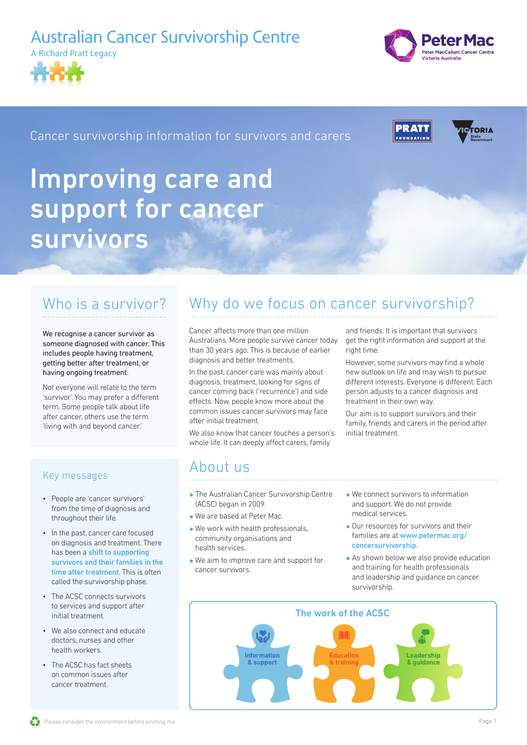Australian Cancer Survivorship Centre

A Richard Pratt Legacy

Peter Mac
Peter MacCallum Cancer Centre
Victoria Australia

Cancer survivorship information for survivors and carers

# Improving care and support for cancer survivors

## Who is a survivor?

We recognise a cancer survivor as someone diagnosed with cancer. This includes people having treatment, getting better after treatment, or having ongoing treatment.

Not everyone will relate to the term 'survivor'. You may prefer a different term. Some people talk about life after cancer, others use the term 'living with and beyond cancer.'

## Why do we focus on cancer survivorship?

Cancer affects more than one million Australians. More people survive cancer today than 30 years ago. This is because of earlier diagnosis and better treatments.

In the past, cancer care was mainly about diagnosis, treatment, looking for signs of cancer coming back ('recurrence') and side effects. Now, people know more about the common issues cancer survivors may face after initial treatment.

We also know that cancer touches a person's whole life. It can deeply affect carers, family and friends. It is important that survivors get the right information and support at the right time.

However, some survivors may find a whole new outlook on life and may wish to pursue different interests. Everyone is different. Each person adjusts to a cancer diagnosis and treatment in their own way.

Our aim is to support survivors and their family, friends and carers in the period after initial treatment.

## Key messages

- People are 'cancer survivors' from the time of diagnosis and throughout their life.
- In the past, cancer care focused on diagnosis and treatment. There has been a **shift to supporting survivors and their families in the time after treatment**. This is often called the survivorship phase.
- The ACSC connects survivors to services and support after initial treatment.
- We also connect and educate doctors, nurses and other health workers.
- The ACSC has fact sheets on common issues after cancer treatment.

## About us

- The Australian Cancer Survivorship Centre (ACSC) began in 2009.
- We are based at Peter Mac.
- We work with health professionals, community organisations and health services.
- We aim to improve care and support for cancer survivors.
- We connect survivors to information and support. We do not provide medical services.
- Our resources for survivors and their families are at www.petermac.org/cancersurvivorship.
- As shown below we also provide education and training for health professionals and leadership and guidance on cancer survivorship.

### The work of the ACSC

- Information & support
- Education & training
- Leadership & guidance

Please consider the environment before printing me.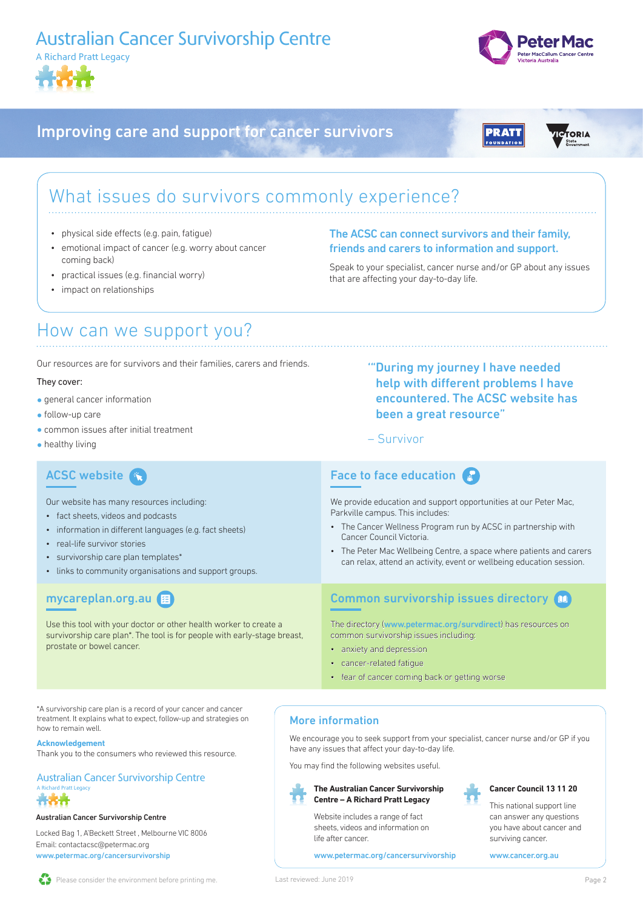# Australian Cancer Survivorship Centre

A Richard Pratt Legacy

Peter Mac
Peter MacCallum Cancer Centre
Victoria Australia

## Improving care and support for cancer survivors

PRATT FOUNDATION

VICTORIA State Government

## What issues do survivors commonly experience?

- physical side effects (e.g. pain, fatigue)
- emotional impact of cancer (e.g. worry about cancer coming back)
- practical issues (e.g. financial worry)
- impact on relationships

**The ACSC can connect survivors and their family, friends and carers to information and support.**

Speak to your specialist, cancer nurse and/or GP about any issues that are affecting your day-to-day life.

## How can we support you?

Our resources are for survivors and their families, carers and friends.

They cover:

- general cancer information
- follow-up care
- common issues after initial treatment
- healthy living

**"'During my journey I have needed help with different problems I have encountered. The ACSC website has been a great resource"**

– Survivor

### ACSC website

Our website has many resources including:

- fact sheets, videos and podcasts
- information in different languages (e.g. fact sheets)
- real-life survivor stories
- survivorship care plan templates*
- links to community organisations and support groups.

### Face to face education

We provide education and support opportunities at our Peter Mac, Parkville campus. This includes:

- The Cancer Wellness Program run by ACSC in partnership with Cancer Council Victoria.
- The Peter Mac Wellbeing Centre, a space where patients and carers can relax, attend an activity, event or wellbeing education session.

### mycareplan.org.au

Use this tool with your doctor or other health worker to create a survivorship care plan*. The tool is for people with early-stage breast, prostate or bowel cancer.

### Common survivorship issues directory

The directory (www.petermac.org/survdirect) has resources on common survivorship issues including:

- anxiety and depression
- cancer-related fatigue
- fear of cancer coming back or getting worse

*A survivorship care plan is a record of your cancer and cancer treatment. It explains what to expect, follow-up and strategies on how to remain well.

**Acknowledgement**

Thank you to the consumers who reviewed this resource.

Australian Cancer Survivorship Centre
A Richard Pratt Legacy

**Australian Cancer Survivorship Centre**

Locked Bag 1, A'Beckett Street , Melbourne VIC 8006
Email: contactacsc@petermac.org
www.petermac.org/cancersurvivorship

### More information

We encourage you to seek support from your specialist, cancer nurse and/or GP if you have any issues that affect your day-to-day life.

You may find the following websites useful.

**The Australian Cancer Survivorship Centre – A Richard Pratt Legacy**

Website includes a range of fact sheets, videos and information on life after cancer.

www.petermac.org/cancersurvivorship

**Cancer Council 13 11 20**

This national support line can answer any questions you have about cancer and surviving cancer.

www.cancer.org.au

Please consider the environment before printing me.

Last reviewed: June 2019